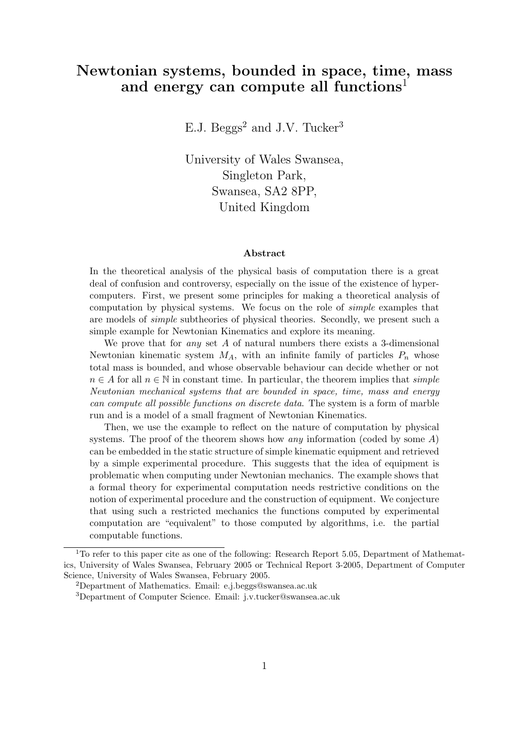# Newtonian systems, bounded in space, time, mass and energy can compute all functions[1]

E.J. Beggs[2] and J.V. Tucker[3]

University of Wales Swansea,
Singleton Park,
Swansea, SA2 8PP,
United Kingdom

### Abstract

In the theoretical analysis of the physical basis of computation there is a great deal of confusion and controversy, especially on the issue of the existence of hypercomputers. First, we present some principles for making a theoretical analysis of computation by physical systems. We focus on the role of *simple* examples that are models of *simple* subtheories of physical theories. Secondly, we present such a simple example for Newtonian Kinematics and explore its meaning.

We prove that for *any* set $A$ of natural numbers there exists a 3-dimensional Newtonian kinematic system $M_A$, with an infinite family of particles $P_n$ whose total mass is bounded, and whose observable behaviour can decide whether or not $n \in A$ for all $n \in \mathbb{N}$ in constant time. In particular, the theorem implies that *simple Newtonian mechanical systems that are bounded in space, time, mass and energy can compute all possible functions on discrete data*. The system is a form of marble run and is a model of a small fragment of Newtonian Kinematics.

Then, we use the example to reflect on the nature of computation by physical systems. The proof of the theorem shows how *any* information (coded by some $A$) can be embedded in the static structure of simple kinematic equipment and retrieved by a simple experimental procedure. This suggests that the idea of equipment is problematic when computing under Newtonian mechanics. The example shows that a formal theory for experimental computation needs restrictive conditions on the notion of experimental procedure and the construction of equipment. We conjecture that using such a restricted mechanics the functions computed by experimental computation are "equivalent" to those computed by algorithms, i.e. the partial computable functions.

---

[1] To refer to this paper cite as one of the following: Research Report 5.05, Department of Mathematics, University of Wales Swansea, February 2005 or Technical Report 3-2005, Department of Computer Science, University of Wales Swansea, February 2005.

[2] Department of Mathematics. Email: e.j.beggs@swansea.ac.uk

[3] Department of Computer Science. Email: j.v.tucker@swansea.ac.uk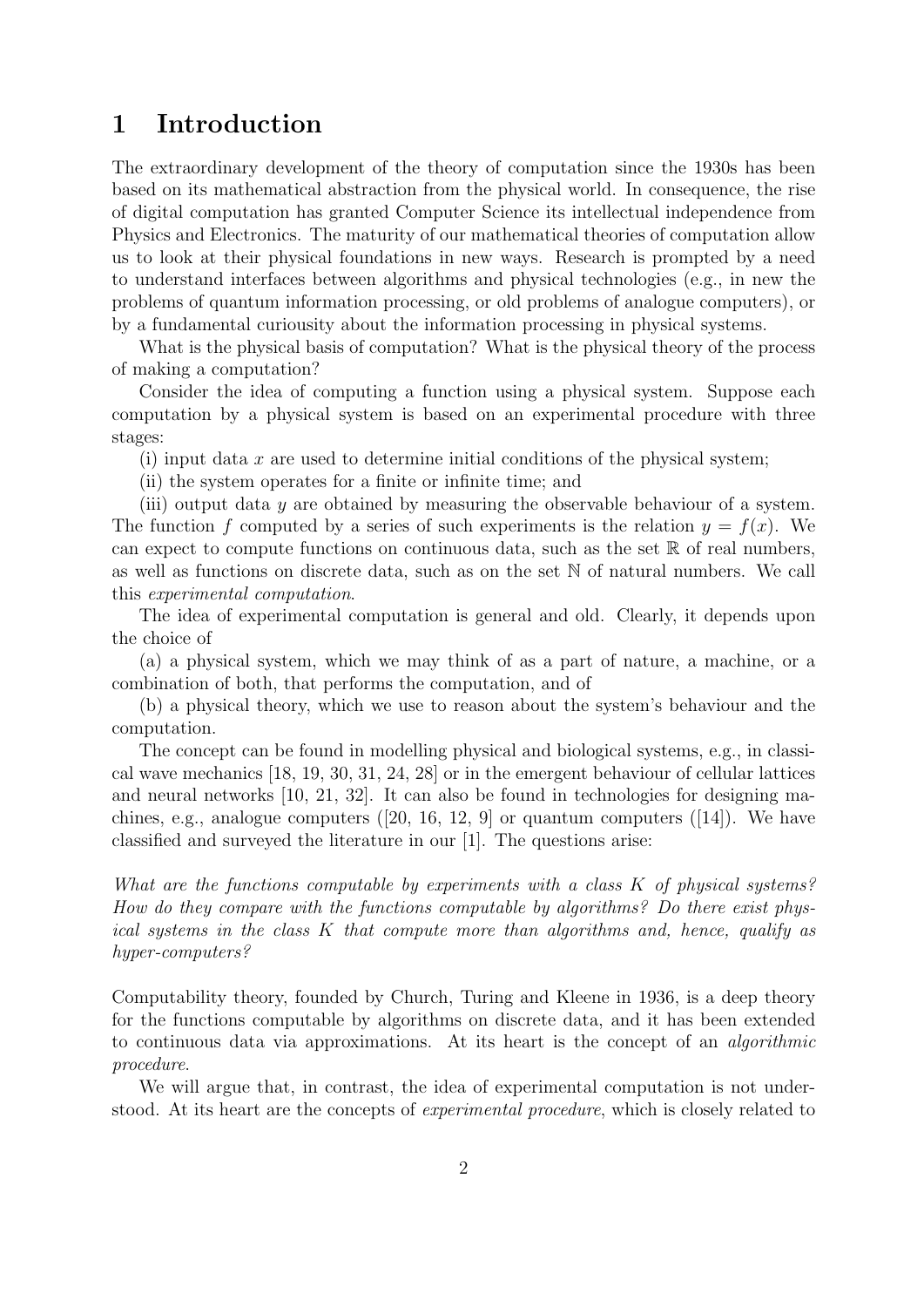# 1 Introduction

The extraordinary development of the theory of computation since the 1930s has been based on its mathematical abstraction from the physical world. In consequence, the rise of digital computation has granted Computer Science its intellectual independence from Physics and Electronics. The maturity of our mathematical theories of computation allow us to look at their physical foundations in new ways. Research is prompted by a need to understand interfaces between algorithms and physical technologies (e.g., in new the problems of quantum information processing, or old problems of analogue computers), or by a fundamental curiousity about the information processing in physical systems.

What is the physical basis of computation? What is the physical theory of the process of making a computation?

Consider the idea of computing a function using a physical system. Suppose each computation by a physical system is based on an experimental procedure with three stages:

(i) input data $x$ are used to determine initial conditions of the physical system;

(ii) the system operates for a finite or infinite time; and

(iii) output data $y$ are obtained by measuring the observable behaviour of a system. The function $f$ computed by a series of such experiments is the relation $y = f(x)$. We can expect to compute functions on continuous data, such as the set $\mathbb{R}$ of real numbers, as well as functions on discrete data, such as on the set $\mathbb{N}$ of natural numbers. We call this *experimental computation*.

The idea of experimental computation is general and old. Clearly, it depends upon the choice of

(a) a physical system, which we may think of as a part of nature, a machine, or a combination of both, that performs the computation, and of

(b) a physical theory, which we use to reason about the system's behaviour and the computation.

The concept can be found in modelling physical and biological systems, e.g., in classical wave mechanics [18, 19, 30, 31, 24, 28] or in the emergent behaviour of cellular lattices and neural networks [10, 21, 32]. It can also be found in technologies for designing machines, e.g., analogue computers ([20, 16, 12, 9] or quantum computers ([14]). We have classified and surveyed the literature in our [1]. The questions arise:

*What are the functions computable by experiments with a class $K$ of physical systems? How do they compare with the functions computable by algorithms? Do there exist physical systems in the class $K$ that compute more than algorithms and, hence, qualify as hyper-computers?*

Computability theory, founded by Church, Turing and Kleene in 1936, is a deep theory for the functions computable by algorithms on discrete data, and it has been extended to continuous data via approximations. At its heart is the concept of an *algorithmic procedure*.

We will argue that, in contrast, the idea of experimental computation is not understood. At its heart are the concepts of *experimental procedure*, which is closely related to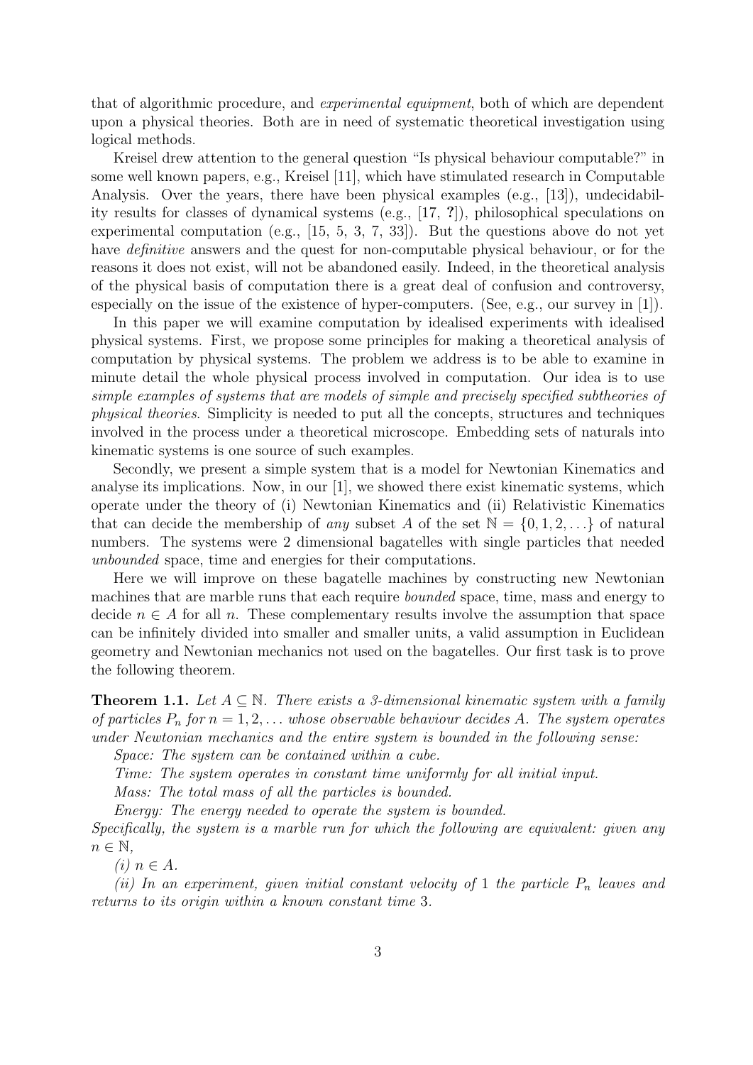that of algorithmic procedure, and *experimental equipment*, both of which are dependent upon a physical theories. Both are in need of systematic theoretical investigation using logical methods.

Kreisel drew attention to the general question "Is physical behaviour computable?" in some well known papers, e.g., Kreisel [11], which have stimulated research in Computable Analysis. Over the years, there have been physical examples (e.g., [13]), undecidability results for classes of dynamical systems (e.g., [17, **?**]), philosophical speculations on experimental computation (e.g., [15, 5, 3, 7, 33]). But the questions above do not yet have *definitive* answers and the quest for non-computable physical behaviour, or for the reasons it does not exist, will not be abandoned easily. Indeed, in the theoretical analysis of the physical basis of computation there is a great deal of confusion and controversy, especially on the issue of the existence of hyper-computers. (See, e.g., our survey in [1]).

In this paper we will examine computation by idealised experiments with idealised physical systems. First, we propose some principles for making a theoretical analysis of computation by physical systems. The problem we address is to be able to examine in minute detail the whole physical process involved in computation. Our idea is to use *simple examples of systems that are models of simple and precisely specified subtheories of physical theories*. Simplicity is needed to put all the concepts, structures and techniques involved in the process under a theoretical microscope. Embedding sets of naturals into kinematic systems is one source of such examples.

Secondly, we present a simple system that is a model for Newtonian Kinematics and analyse its implications. Now, in our [1], we showed there exist kinematic systems, which operate under the theory of (i) Newtonian Kinematics and (ii) Relativistic Kinematics that can decide the membership of *any* subset $A$ of the set $\mathbb{N} = \{0, 1, 2, \ldots\}$ of natural numbers. The systems were 2 dimensional bagatelles with single particles that needed *unbounded* space, time and energies for their computations.

Here we will improve on these bagatelle machines by constructing new Newtonian machines that are marble runs that each require *bounded* space, time, mass and energy to decide $n \in A$ for all $n$. These complementary results involve the assumption that space can be infinitely divided into smaller and smaller units, a valid assumption in Euclidean geometry and Newtonian mechanics not used on the bagatelles. Our first task is to prove the following theorem.

**Theorem 1.1.** *Let $A \subseteq \mathbb{N}$. There exists a 3-dimensional kinematic system with a family of particles $P_n$ for $n = 1, 2, \ldots$ whose observable behaviour decides $A$. The system operates under Newtonian mechanics and the entire system is bounded in the following sense:*

*Space: The system can be contained within a cube.*

*Time: The system operates in constant time uniformly for all initial input.*

*Mass: The total mass of all the particles is bounded.*

*Energy: The energy needed to operate the system is bounded.*

*Specifically, the system is a marble run for which the following are equivalent: given any $n \in \mathbb{N}$,*

*(i) $n \in A$.*

*(ii) In an experiment, given initial constant velocity of 1 the particle $P_n$ leaves and returns to its origin within a known constant time 3.*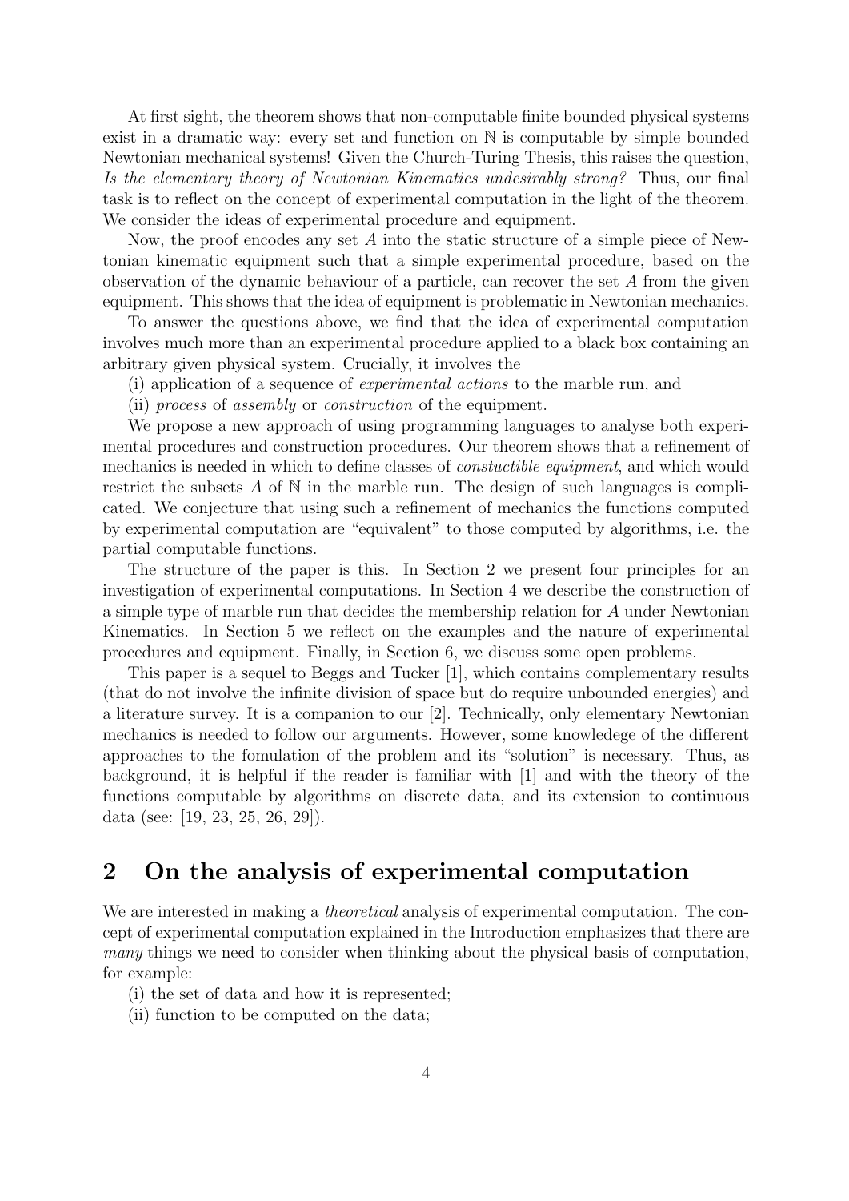At first sight, the theorem shows that non-computable finite bounded physical systems exist in a dramatic way: every set and function on $\mathbb{N}$ is computable by simple bounded Newtonian mechanical systems! Given the Church-Turing Thesis, this raises the question, *Is the elementary theory of Newtonian Kinematics undesirably strong?* Thus, our final task is to reflect on the concept of experimental computation in the light of the theorem. We consider the ideas of experimental procedure and equipment.

Now, the proof encodes any set $A$ into the static structure of a simple piece of Newtonian kinematic equipment such that a simple experimental procedure, based on the observation of the dynamic behaviour of a particle, can recover the set $A$ from the given equipment. This shows that the idea of equipment is problematic in Newtonian mechanics.

To answer the questions above, we find that the idea of experimental computation involves much more than an experimental procedure applied to a black box containing an arbitrary given physical system. Crucially, it involves the

(i) application of a sequence of *experimental actions* to the marble run, and

(ii) *process* of *assembly* or *construction* of the equipment.

We propose a new approach of using programming languages to analyse both experimental procedures and construction procedures. Our theorem shows that a refinement of mechanics is needed in which to define classes of *constuctible equipment*, and which would restrict the subsets $A$ of $\mathbb{N}$ in the marble run. The design of such languages is complicated. We conjecture that using such a refinement of mechanics the functions computed by experimental computation are "equivalent" to those computed by algorithms, i.e. the partial computable functions.

The structure of the paper is this. In Section 2 we present four principles for an investigation of experimental computations. In Section 4 we describe the construction of a simple type of marble run that decides the membership relation for $A$ under Newtonian Kinematics. In Section 5 we reflect on the examples and the nature of experimental procedures and equipment. Finally, in Section 6, we discuss some open problems.

This paper is a sequel to Beggs and Tucker [1], which contains complementary results (that do not involve the infinite division of space but do require unbounded energies) and a literature survey. It is a companion to our [2]. Technically, only elementary Newtonian mechanics is needed to follow our arguments. However, some knowledege of the different approaches to the fomulation of the problem and its "solution" is necessary. Thus, as background, it is helpful if the reader is familiar with [1] and with the theory of the functions computable by algorithms on discrete data, and its extension to continuous data (see: [19, 23, 25, 26, 29]).

## 2 On the analysis of experimental computation

We are interested in making a *theoretical* analysis of experimental computation. The concept of experimental computation explained in the Introduction emphasizes that there are *many* things we need to consider when thinking about the physical basis of computation, for example:

(i) the set of data and how it is represented;

(ii) function to be computed on the data;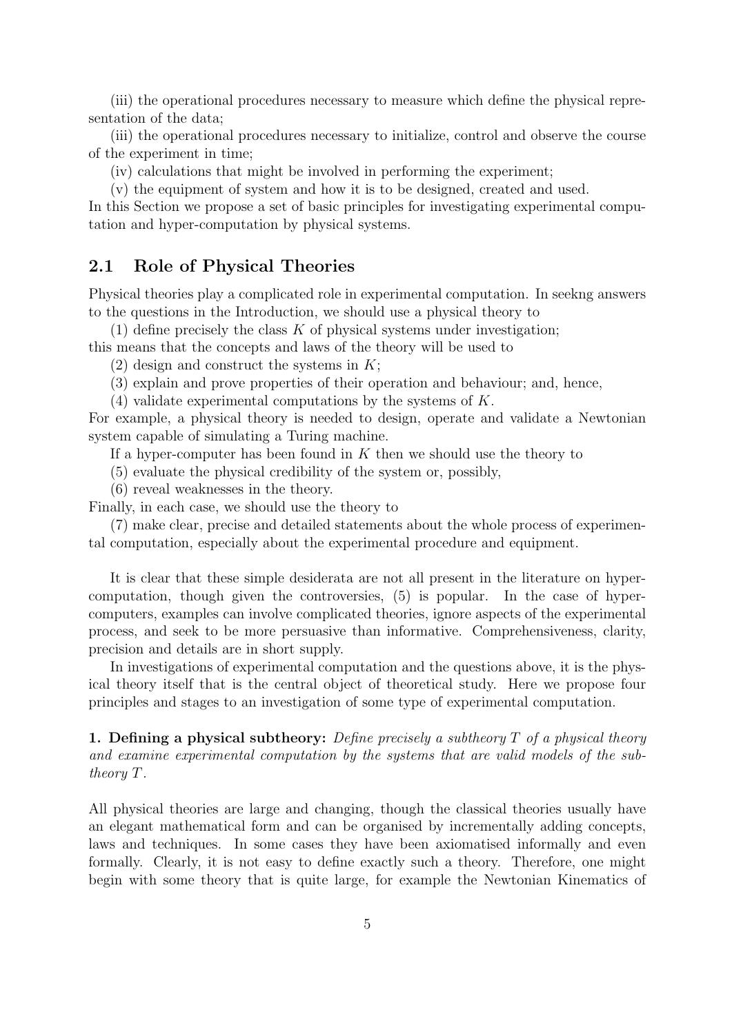(iii) the operational procedures necessary to measure which define the physical representation of the data;

(iii) the operational procedures necessary to initialize, control and observe the course of the experiment in time;

(iv) calculations that might be involved in performing the experiment;

(v) the equipment of system and how it is to be designed, created and used.

In this Section we propose a set of basic principles for investigating experimental computation and hyper-computation by physical systems.

## 2.1 Role of Physical Theories

Physical theories play a complicated role in experimental computation. In seekng answers to the questions in the Introduction, we should use a physical theory to

(1) define precisely the class $K$ of physical systems under investigation;

this means that the concepts and laws of the theory will be used to

(2) design and construct the systems in $K$;

(3) explain and prove properties of their operation and behaviour; and, hence,

(4) validate experimental computations by the systems of $K$.

For example, a physical theory is needed to design, operate and validate a Newtonian system capable of simulating a Turing machine.

If a hyper-computer has been found in $K$ then we should use the theory to

(5) evaluate the physical credibility of the system or, possibly,

(6) reveal weaknesses in the theory.

Finally, in each case, we should use the theory to

(7) make clear, precise and detailed statements about the whole process of experimental computation, especially about the experimental procedure and equipment.

It is clear that these simple desiderata are not all present in the literature on hyper-computation, though given the controversies, (5) is popular. In the case of hyper-computers, examples can involve complicated theories, ignore aspects of the experimental process, and seek to be more persuasive than informative. Comprehensiveness, clarity, precision and details are in short supply.

In investigations of experimental computation and the questions above, it is the physical theory itself that is the central object of theoretical study. Here we propose four principles and stages to an investigation of some type of experimental computation.

**1. Defining a physical subtheory:** *Define precisely a subtheory $T$ of a physical theory and examine experimental computation by the systems that are valid models of the subtheory $T$.*

All physical theories are large and changing, though the classical theories usually have an elegant mathematical form and can be organised by incrementally adding concepts, laws and techniques. In some cases they have been axiomatised informally and even formally. Clearly, it is not easy to define exactly such a theory. Therefore, one might begin with some theory that is quite large, for example the Newtonian Kinematics of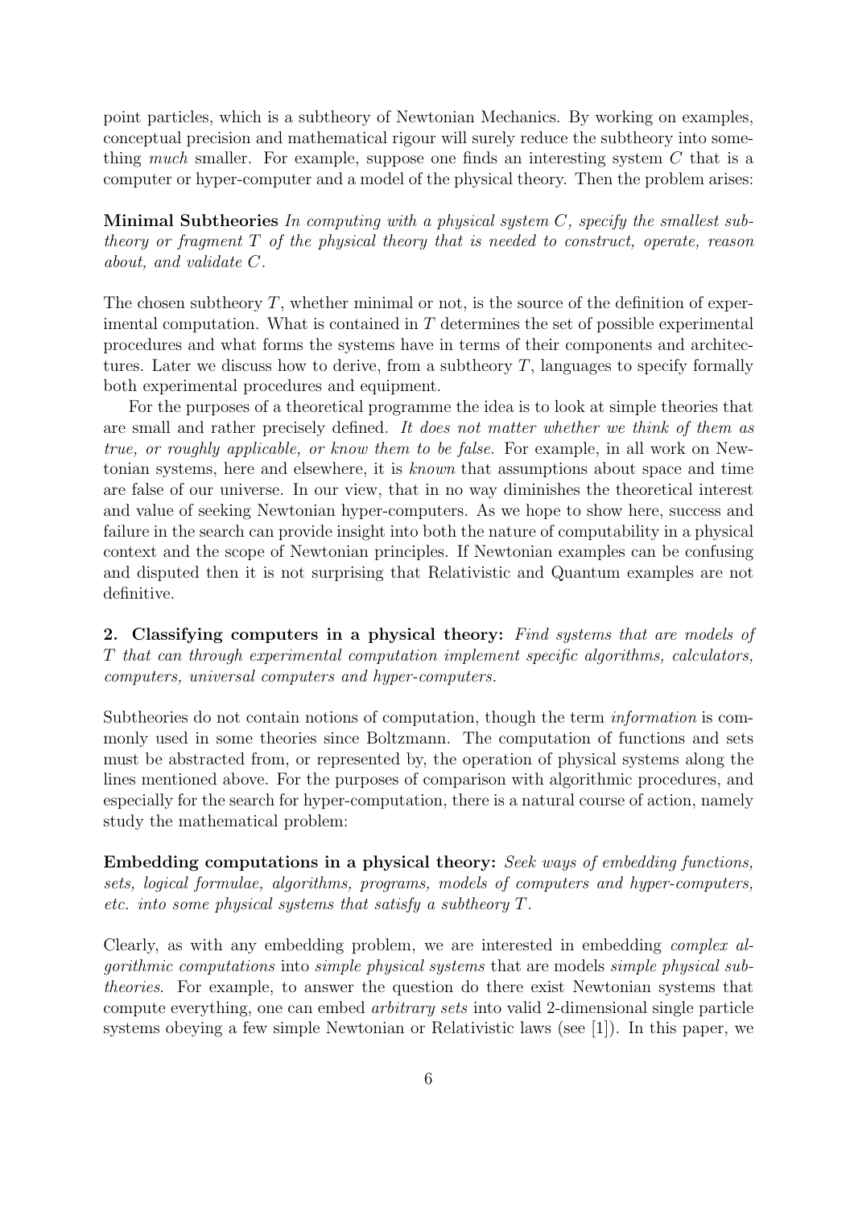point particles, which is a subtheory of Newtonian Mechanics. By working on examples, conceptual precision and mathematical rigour will surely reduce the subtheory into something *much* smaller. For example, suppose one finds an interesting system $C$ that is a computer or hyper-computer and a model of the physical theory. Then the problem arises:

**Minimal Subtheories** *In computing with a physical system $C$, specify the smallest subtheory or fragment $T$ of the physical theory that is needed to construct, operate, reason about, and validate $C$.*

The chosen subtheory $T$, whether minimal or not, is the source of the definition of experimental computation. What is contained in $T$ determines the set of possible experimental procedures and what forms the systems have in terms of their components and architectures. Later we discuss how to derive, from a subtheory $T$, languages to specify formally both experimental procedures and equipment.

For the purposes of a theoretical programme the idea is to look at simple theories that are small and rather precisely defined. *It does not matter whether we think of them as true, or roughly applicable, or know them to be false.* For example, in all work on Newtonian systems, here and elsewhere, it is *known* that assumptions about space and time are false of our universe. In our view, that in no way diminishes the theoretical interest and value of seeking Newtonian hyper-computers. As we hope to show here, success and failure in the search can provide insight into both the nature of computability in a physical context and the scope of Newtonian principles. If Newtonian examples can be confusing and disputed then it is not surprising that Relativistic and Quantum examples are not definitive.

**2. Classifying computers in a physical theory:** *Find systems that are models of $T$ that can through experimental computation implement specific algorithms, calculators, computers, universal computers and hyper-computers.*

Subtheories do not contain notions of computation, though the term *information* is commonly used in some theories since Boltzmann. The computation of functions and sets must be abstracted from, or represented by, the operation of physical systems along the lines mentioned above. For the purposes of comparison with algorithmic procedures, and especially for the search for hyper-computation, there is a natural course of action, namely study the mathematical problem:

**Embedding computations in a physical theory:** *Seek ways of embedding functions, sets, logical formulae, algorithms, programs, models of computers and hyper-computers, etc. into some physical systems that satisfy a subtheory $T$.*

Clearly, as with any embedding problem, we are interested in embedding *complex algorithmic computations* into *simple physical systems* that are models *simple physical subtheories*. For example, to answer the question do there exist Newtonian systems that compute everything, one can embed *arbitrary sets* into valid 2-dimensional single particle systems obeying a few simple Newtonian or Relativistic laws (see [1]). In this paper, we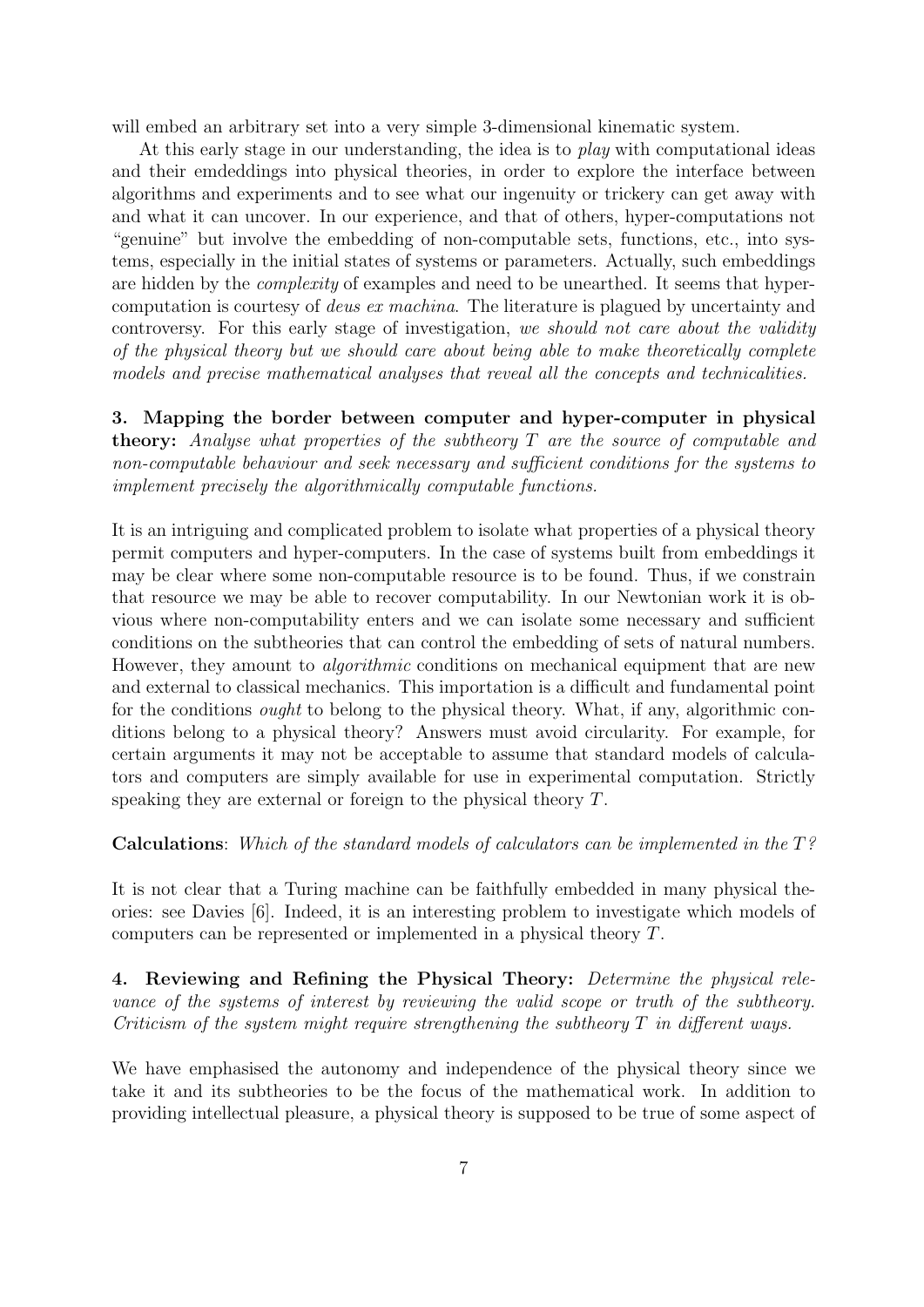will embed an arbitrary set into a very simple 3-dimensional kinematic system.

At this early stage in our understanding, the idea is to *play* with computational ideas and their emdeddings into physical theories, in order to explore the interface between algorithms and experiments and to see what our ingenuity or trickery can get away with and what it can uncover. In our experience, and that of others, hyper-computations not "genuine" but involve the embedding of non-computable sets, functions, etc., into systems, especially in the initial states of systems or parameters. Actually, such embeddings are hidden by the *complexity* of examples and need to be unearthed. It seems that hyper-computation is courtesy of *deus ex machina*. The literature is plagued by uncertainty and controversy. For this early stage of investigation, *we should not care about the validity of the physical theory but we should care about being able to make theoretically complete models and precise mathematical analyses that reveal all the concepts and technicalities.*

**3. Mapping the border between computer and hyper-computer in physical theory:** *Analyse what properties of the subtheory $T$ are the source of computable and non-computable behaviour and seek necessary and sufficient conditions for the systems to implement precisely the algorithmically computable functions.*

It is an intriguing and complicated problem to isolate what properties of a physical theory permit computers and hyper-computers. In the case of systems built from embeddings it may be clear where some non-computable resource is to be found. Thus, if we constrain that resource we may be able to recover computability. In our Newtonian work it is obvious where non-computability enters and we can isolate some necessary and sufficient conditions on the subtheories that can control the embedding of sets of natural numbers. However, they amount to *algorithmic* conditions on mechanical equipment that are new and external to classical mechanics. This importation is a difficult and fundamental point for the conditions *ought* to belong to the physical theory. What, if any, algorithmic conditions belong to a physical theory? Answers must avoid circularity. For example, for certain arguments it may not be acceptable to assume that standard models of calculators and computers are simply available for use in experimental computation. Strictly speaking they are external or foreign to the physical theory $T$.

**Calculations**: *Which of the standard models of calculators can be implemented in the $T$?*

It is not clear that a Turing machine can be faithfully embedded in many physical theories: see Davies [6]. Indeed, it is an interesting problem to investigate which models of computers can be represented or implemented in a physical theory $T$.

**4. Reviewing and Refining the Physical Theory:** *Determine the physical relevance of the systems of interest by reviewing the valid scope or truth of the subtheory. Criticism of the system might require strengthening the subtheory $T$ in different ways.*

We have emphasised the autonomy and independence of the physical theory since we take it and its subtheories to be the focus of the mathematical work. In addition to providing intellectual pleasure, a physical theory is supposed to be true of some aspect of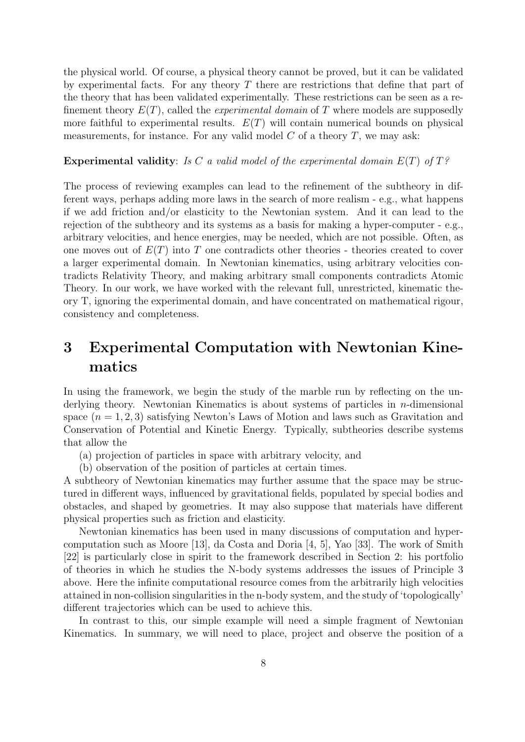the physical world. Of course, a physical theory cannot be proved, but it can be validated by experimental facts. For any theory $T$ there are restrictions that define that part of the theory that has been validated experimentally. These restrictions can be seen as a refinement theory $E(T)$, called the *experimental domain* of $T$ where models are supposedly more faithful to experimental results. $E(T)$ will contain numerical bounds on physical measurements, for instance. For any valid model $C$ of a theory $T$, we may ask:

**Experimental validity**: *Is $C$ a valid model of the experimental domain $E(T)$ of $T$?*

The process of reviewing examples can lead to the refinement of the subtheory in different ways, perhaps adding more laws in the search of more realism - e.g., what happens if we add friction and/or elasticity to the Newtonian system. And it can lead to the rejection of the subtheory and its systems as a basis for making a hyper-computer - e.g., arbitrary velocities, and hence energies, may be needed, which are not possible. Often, as one moves out of $E(T)$ into $T$ one contradicts other theories - theories created to cover a larger experimental domain. In Newtonian kinematics, using arbitrary velocities contradicts Relativity Theory, and making arbitrary small components contradicts Atomic Theory. In our work, we have worked with the relevant full, unrestricted, kinematic theory T, ignoring the experimental domain, and have concentrated on mathematical rigour, consistency and completeness.

# 3 Experimental Computation with Newtonian Kinematics

In using the framework, we begin the study of the marble run by reflecting on the underlying theory. Newtonian Kinematics is about systems of particles in $n$-dimensional space ($n = 1, 2, 3$) satisfying Newton's Laws of Motion and laws such as Gravitation and Conservation of Potential and Kinetic Energy. Typically, subtheories describe systems that allow the

(a) projection of particles in space with arbitrary velocity, and

(b) observation of the position of particles at certain times.

A subtheory of Newtonian kinematics may further assume that the space may be structured in different ways, influenced by gravitational fields, populated by special bodies and obstacles, and shaped by geometries. It may also suppose that materials have different physical properties such as friction and elasticity.

Newtonian kinematics has been used in many discussions of computation and hypercomputation such as Moore [13], da Costa and Doria [4, 5], Yao [33]. The work of Smith [22] is particularly close in spirit to the framework described in Section 2: his portfolio of theories in which he studies the N-body systems addresses the issues of Principle 3 above. Here the infinite computational resource comes from the arbitrarily high velocities attained in non-collision singularities in the n-body system, and the study of 'topologically' different trajectories which can be used to achieve this.

In contrast to this, our simple example will need a simple fragment of Newtonian Kinematics. In summary, we will need to place, project and observe the position of a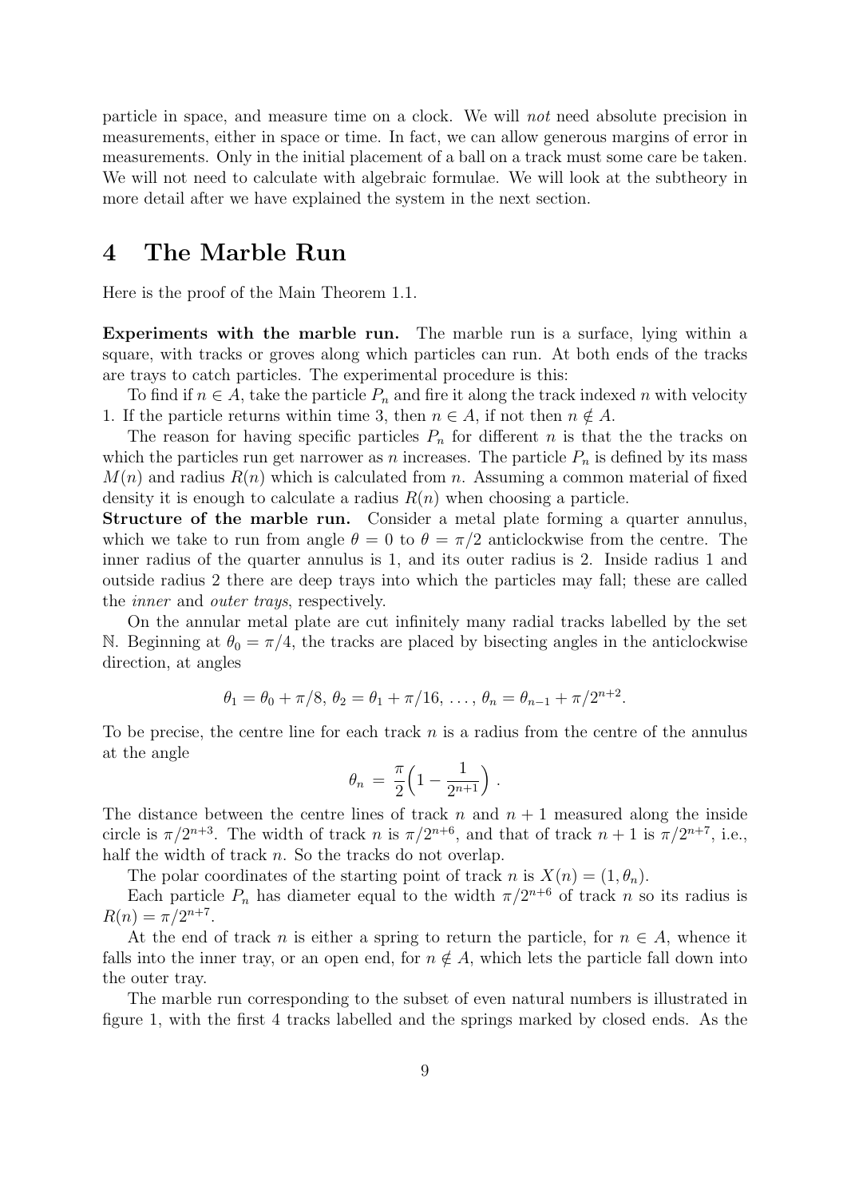particle in space, and measure time on a clock. We will *not* need absolute precision in measurements, either in space or time. In fact, we can allow generous margins of error in measurements. Only in the initial placement of a ball on a track must some care be taken. We will not need to calculate with algebraic formulae. We will look at the subtheory in more detail after we have explained the system in the next section.

## 4 The Marble Run

Here is the proof of the Main Theorem 1.1.

**Experiments with the marble run.** The marble run is a surface, lying within a square, with tracks or groves along which particles can run. At both ends of the tracks are trays to catch particles. The experimental procedure is this:

To find if $n \in A$, take the particle $P_n$ and fire it along the track indexed $n$ with velocity 1. If the particle returns within time 3, then $n \in A$, if not then $n \notin A$.

The reason for having specific particles $P_n$ for different $n$ is that the the tracks on which the particles run get narrower as $n$ increases. The particle $P_n$ is defined by its mass $M(n)$ and radius $R(n)$ which is calculated from $n$. Assuming a common material of fixed density it is enough to calculate a radius $R(n)$ when choosing a particle.

**Structure of the marble run.** Consider a metal plate forming a quarter annulus, which we take to run from angle $\theta = 0$ to $\theta = \pi/2$ anticlockwise from the centre. The inner radius of the quarter annulus is 1, and its outer radius is 2. Inside radius 1 and outside radius 2 there are deep trays into which the particles may fall; these are called the *inner* and *outer trays*, respectively.

On the annular metal plate are cut infinitely many radial tracks labelled by the set $\mathbb{N}$. Beginning at $\theta_0 = \pi/4$, the tracks are placed by bisecting angles in the anticlockwise direction, at angles

$$\theta_1 = \theta_0 + \pi/8,\ \theta_2 = \theta_1 + \pi/16,\ \ldots,\ \theta_n = \theta_{n-1} + \pi/2^{n+2}.$$

To be precise, the centre line for each track $n$ is a radius from the centre of the annulus at the angle

$$\theta_n = \frac{\pi}{2}\Big(1 - \frac{1}{2^{n+1}}\Big)\ .$$

The distance between the centre lines of track $n$ and $n+1$ measured along the inside circle is $\pi/2^{n+3}$. The width of track $n$ is $\pi/2^{n+6}$, and that of track $n+1$ is $\pi/2^{n+7}$, i.e., half the width of track $n$. So the tracks do not overlap.

The polar coordinates of the starting point of track $n$ is $X(n) = (1, \theta_n)$.

Each particle $P_n$ has diameter equal to the width $\pi/2^{n+6}$ of track $n$ so its radius is $R(n) = \pi/2^{n+7}$.

At the end of track $n$ is either a spring to return the particle, for $n \in A$, whence it falls into the inner tray, or an open end, for $n \notin A$, which lets the particle fall down into the outer tray.

The marble run corresponding to the subset of even natural numbers is illustrated in figure 1, with the first 4 tracks labelled and the springs marked by closed ends. As the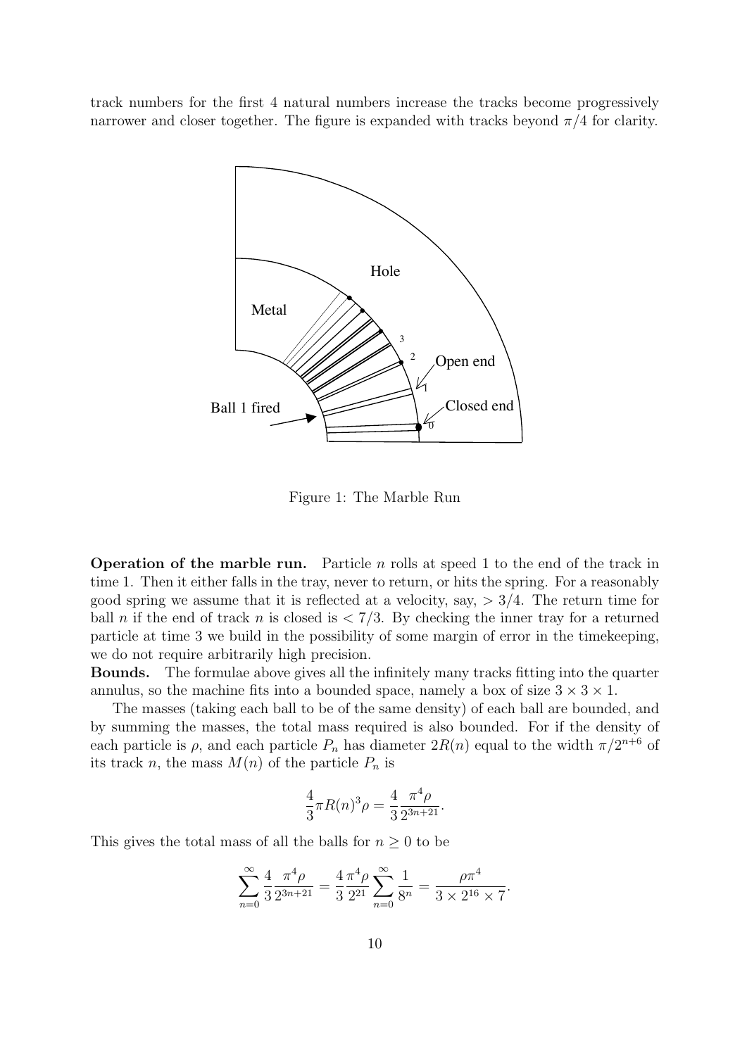track numbers for the first 4 natural numbers increase the tracks become progressively narrower and closer together. The figure is expanded with tracks beyond $\pi/4$ for clarity.

Figure 1: The Marble Run

**Operation of the marble run.** Particle $n$ rolls at speed 1 to the end of the track in time 1. Then it either falls in the tray, never to return, or hits the spring. For a reasonably good spring we assume that it is reflected at a velocity, say, $> 3/4$. The return time for ball $n$ if the end of track $n$ is closed is $< 7/3$. By checking the inner tray for a returned particle at time 3 we build in the possibility of some margin of error in the timekeeping, we do not require arbitrarily high precision.

**Bounds.** The formulae above gives all the infinitely many tracks fitting into the quarter annulus, so the machine fits into a bounded space, namely a box of size $3 \times 3 \times 1$.

The masses (taking each ball to be of the same density) of each ball are bounded, and by summing the masses, the total mass required is also bounded. For if the density of each particle is $\rho$, and each particle $P_n$ has diameter $2R(n)$ equal to the width $\pi/2^{n+6}$ of its track $n$, the mass $M(n)$ of the particle $P_n$ is

$$\frac{4}{3}\pi R(n)^3 \rho = \frac{4}{3}\frac{\pi^4 \rho}{2^{3n+21}}.$$

This gives the total mass of all the balls for $n \geq 0$ to be

$$\sum_{n=0}^{\infty} \frac{4}{3}\frac{\pi^4 \rho}{2^{3n+21}} = \frac{4}{3}\frac{\pi^4 \rho}{2^{21}} \sum_{n=0}^{\infty} \frac{1}{8^n} = \frac{\rho \pi^4}{3 \times 2^{16} \times 7}.$$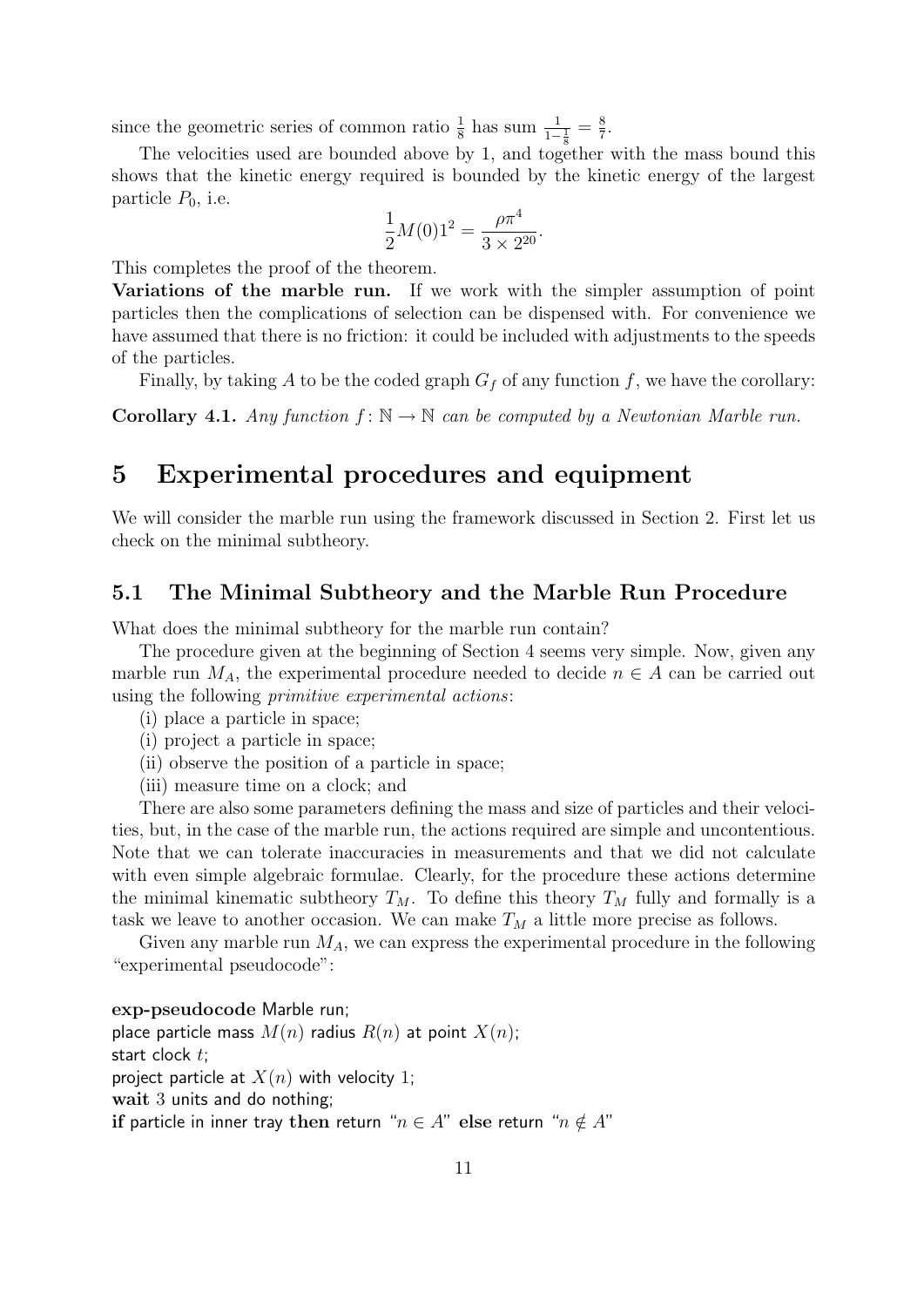since the geometric series of common ratio $\frac{1}{8}$ has sum $\frac{1}{1-\frac{1}{8}} = \frac{8}{7}$.

The velocities used are bounded above by 1, and together with the mass bound this shows that the kinetic energy required is bounded by the kinetic energy of the largest particle $P_0$, i.e.

$$\frac{1}{2}M(0)1^2 = \frac{\rho\pi^4}{3 \times 2^{20}}.$$

This completes the proof of the theorem.

**Variations of the marble run.** If we work with the simpler assumption of point particles then the complications of selection can be dispensed with. For convenience we have assumed that there is no friction: it could be included with adjustments to the speeds of the particles.

Finally, by taking $A$ to be the coded graph $G_f$ of any function $f$, we have the corollary:

**Corollary 4.1.** *Any function $f\colon \mathbb{N} \to \mathbb{N}$ can be computed by a Newtonian Marble run.*

# 5 Experimental procedures and equipment

We will consider the marble run using the framework discussed in Section 2. First let us check on the minimal subtheory.

## 5.1 The Minimal Subtheory and the Marble Run Procedure

What does the minimal subtheory for the marble run contain?

The procedure given at the beginning of Section 4 seems very simple. Now, given any marble run $M_A$, the experimental procedure needed to decide $n \in A$ can be carried out using the following *primitive experimental actions*:

(i) place a particle in space;
(i) project a particle in space;
(ii) observe the position of a particle in space;
(iii) measure time on a clock; and

There are also some parameters defining the mass and size of particles and their velocities, but, in the case of the marble run, the actions required are simple and uncontentious. Note that we can tolerate inaccuracies in measurements and that we did not calculate with even simple algebraic formulae. Clearly, for the procedure these actions determine the minimal kinematic subtheory $T_M$. To define this theory $T_M$ fully and formally is a task we leave to another occasion. We can make $T_M$ a little more precise as follows.

Given any marble run $M_A$, we can express the experimental procedure in the following "experimental pseudocode":

**exp-pseudocode** Marble run;
place particle mass $M(n)$ radius $R(n)$ at point $X(n)$;
start clock $t$;
project particle at $X(n)$ with velocity 1;
**wait** 3 units and do nothing;
**if** particle in inner tray **then** return "$n \in A$" **else** return "$n \notin A$"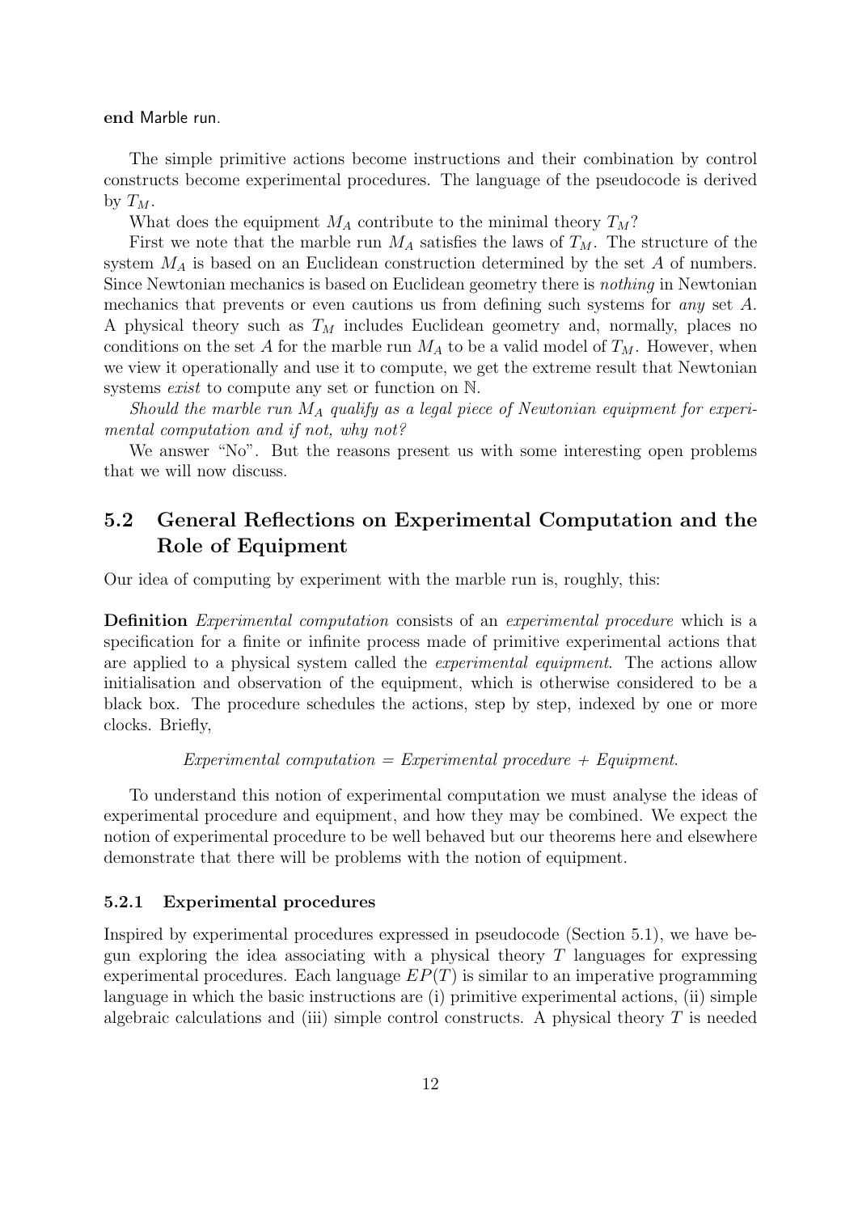**end** Marble run.

The simple primitive actions become instructions and their combination by control constructs become experimental procedures. The language of the pseudocode is derived by $T_M$.

What does the equipment $M_A$ contribute to the minimal theory $T_M$?

First we note that the marble run $M_A$ satisfies the laws of $T_M$. The structure of the system $M_A$ is based on an Euclidean construction determined by the set $A$ of numbers. Since Newtonian mechanics is based on Euclidean geometry there is *nothing* in Newtonian mechanics that prevents or even cautions us from defining such systems for *any* set $A$. A physical theory such as $T_M$ includes Euclidean geometry and, normally, places no conditions on the set $A$ for the marble run $M_A$ to be a valid model of $T_M$. However, when we view it operationally and use it to compute, we get the extreme result that Newtonian systems *exist* to compute any set or function on $\mathbb{N}$.

*Should the marble run $M_A$ qualify as a legal piece of Newtonian equipment for experimental computation and if not, why not?*

We answer "No". But the reasons present us with some interesting open problems that we will now discuss.

## 5.2 General Reflections on Experimental Computation and the Role of Equipment

Our idea of computing by experiment with the marble run is, roughly, this:

**Definition** *Experimental computation* consists of an *experimental procedure* which is a specification for a finite or infinite process made of primitive experimental actions that are applied to a physical system called the *experimental equipment*. The actions allow initialisation and observation of the equipment, which is otherwise considered to be a black box. The procedure schedules the actions, step by step, indexed by one or more clocks. Briefly,

*Experimental computation = Experimental procedure + Equipment.*

To understand this notion of experimental computation we must analyse the ideas of experimental procedure and equipment, and how they may be combined. We expect the notion of experimental procedure to be well behaved but our theorems here and elsewhere demonstrate that there will be problems with the notion of equipment.

### 5.2.1 Experimental procedures

Inspired by experimental procedures expressed in pseudocode (Section 5.1), we have begun exploring the idea associating with a physical theory $T$ languages for expressing experimental procedures. Each language $EP(T)$ is similar to an imperative programming language in which the basic instructions are (i) primitive experimental actions, (ii) simple algebraic calculations and (iii) simple control constructs. A physical theory $T$ is needed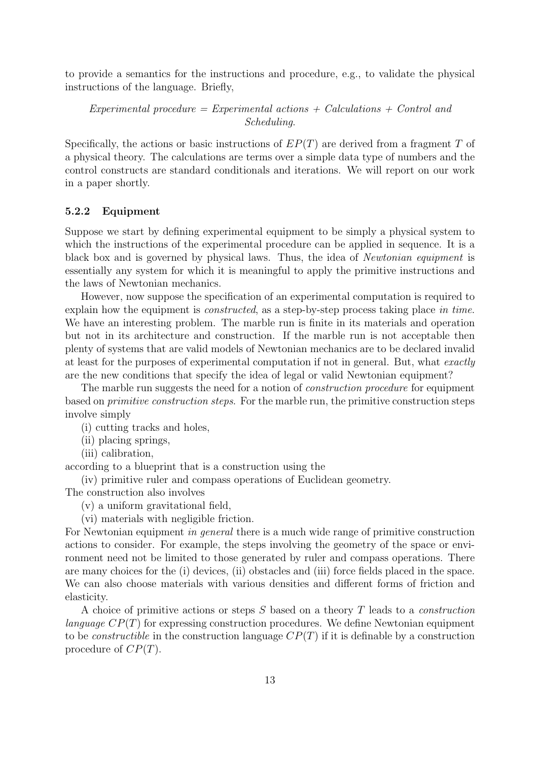to provide a semantics for the instructions and procedure, e.g., to validate the physical instructions of the language. Briefly,

*Experimental procedure = Experimental actions + Calculations + Control and Scheduling.*

Specifically, the actions or basic instructions of $EP(T)$ are derived from a fragment $T$ of a physical theory. The calculations are terms over a simple data type of numbers and the control constructs are standard conditionals and iterations. We will report on our work in a paper shortly.

### 5.2.2 Equipment

Suppose we start by defining experimental equipment to be simply a physical system to which the instructions of the experimental procedure can be applied in sequence. It is a black box and is governed by physical laws. Thus, the idea of *Newtonian equipment* is essentially any system for which it is meaningful to apply the primitive instructions and the laws of Newtonian mechanics.

However, now suppose the specification of an experimental computation is required to explain how the equipment is *constructed*, as a step-by-step process taking place *in time*. We have an interesting problem. The marble run is finite in its materials and operation but not in its architecture and construction. If the marble run is not acceptable then plenty of systems that are valid models of Newtonian mechanics are to be declared invalid at least for the purposes of experimental computation if not in general. But, what *exactly* are the new conditions that specify the idea of legal or valid Newtonian equipment?

The marble run suggests the need for a notion of *construction procedure* for equipment based on *primitive construction steps*. For the marble run, the primitive construction steps involve simply

(i) cutting tracks and holes,
(ii) placing springs,
(iii) calibration,

according to a blueprint that is a construction using the

(iv) primitive ruler and compass operations of Euclidean geometry.

The construction also involves

(v) a uniform gravitational field,
(vi) materials with negligible friction.

For Newtonian equipment *in general* there is a much wide range of primitive construction actions to consider. For example, the steps involving the geometry of the space or environment need not be limited to those generated by ruler and compass operations. There are many choices for the (i) devices, (ii) obstacles and (iii) force fields placed in the space. We can also choose materials with various densities and different forms of friction and elasticity.

A choice of primitive actions or steps $S$ based on a theory $T$ leads to a *construction language* $CP(T)$ for expressing construction procedures. We define Newtonian equipment to be *constructible* in the construction language $CP(T)$ if it is definable by a construction procedure of $CP(T)$.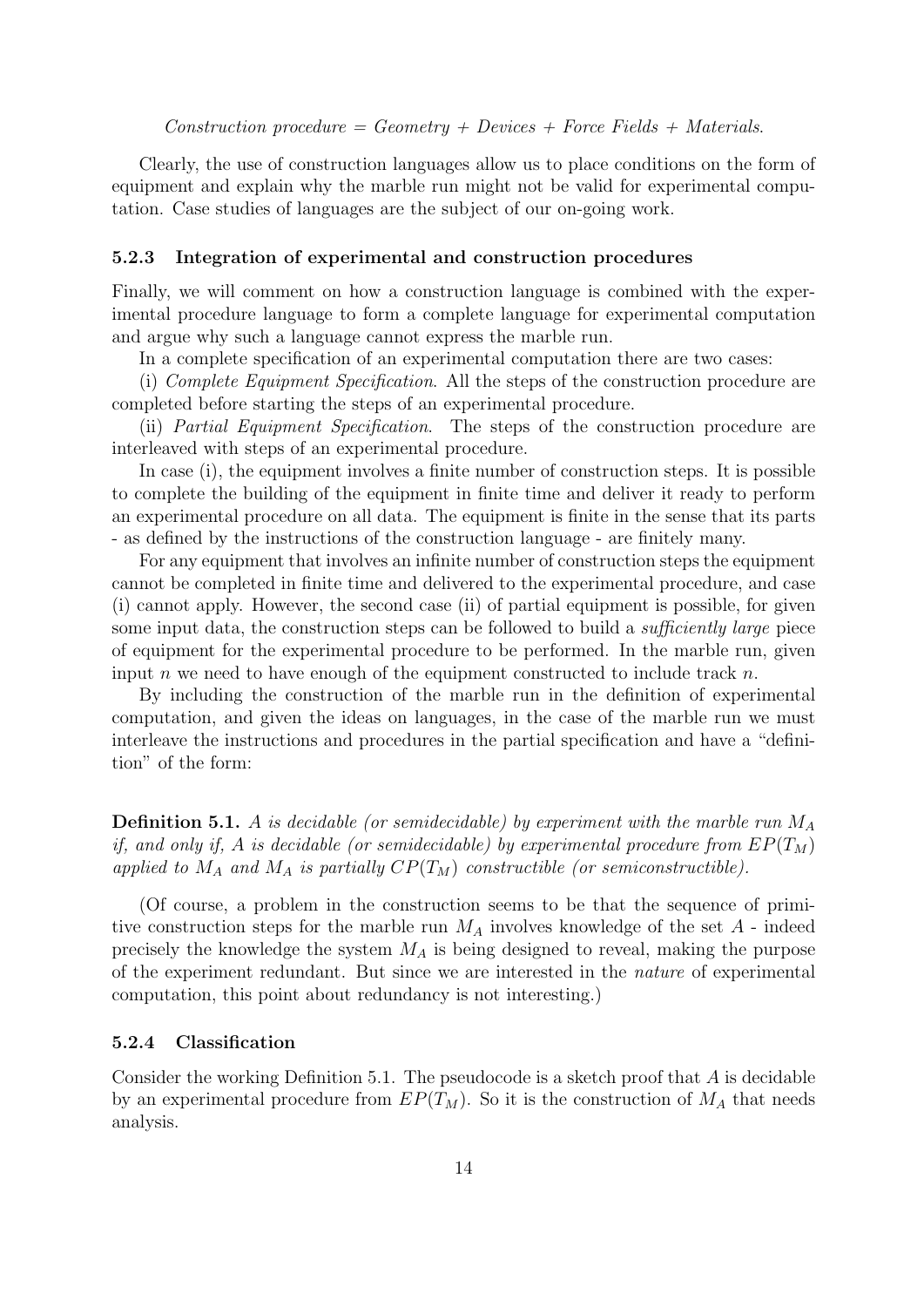*Construction procedure = Geometry + Devices + Force Fields + Materials.*

Clearly, the use of construction languages allow us to place conditions on the form of equipment and explain why the marble run might not be valid for experimental computation. Case studies of languages are the subject of our on-going work.

### 5.2.3 Integration of experimental and construction procedures

Finally, we will comment on how a construction language is combined with the experimental procedure language to form a complete language for experimental computation and argue why such a language cannot express the marble run.

In a complete specification of an experimental computation there are two cases:

(i) *Complete Equipment Specification*. All the steps of the construction procedure are completed before starting the steps of an experimental procedure.

(ii) *Partial Equipment Specification*. The steps of the construction procedure are interleaved with steps of an experimental procedure.

In case (i), the equipment involves a finite number of construction steps. It is possible to complete the building of the equipment in finite time and deliver it ready to perform an experimental procedure on all data. The equipment is finite in the sense that its parts - as defined by the instructions of the construction language - are finitely many.

For any equipment that involves an infinite number of construction steps the equipment cannot be completed in finite time and delivered to the experimental procedure, and case (i) cannot apply. However, the second case (ii) of partial equipment is possible, for given some input data, the construction steps can be followed to build a *sufficiently large* piece of equipment for the experimental procedure to be performed. In the marble run, given input $n$ we need to have enough of the equipment constructed to include track $n$.

By including the construction of the marble run in the definition of experimental computation, and given the ideas on languages, in the case of the marble run we must interleave the instructions and procedures in the partial specification and have a "definition" of the form:

**Definition 5.1.** *A is decidable (or semidecidable) by experiment with the marble run $M_A$ if, and only if, A is decidable (or semidecidable) by experimental procedure from $EP(T_M)$ applied to $M_A$ and $M_A$ is partially $CP(T_M)$ constructible (or semiconstructible).*

(Of course, a problem in the construction seems to be that the sequence of primitive construction steps for the marble run $M_A$ involves knowledge of the set $A$ - indeed precisely the knowledge the system $M_A$ is being designed to reveal, making the purpose of the experiment redundant. But since we are interested in the *nature* of experimental computation, this point about redundancy is not interesting.)

### 5.2.4 Classification

Consider the working Definition 5.1. The pseudocode is a sketch proof that $A$ is decidable by an experimental procedure from $EP(T_M)$. So it is the construction of $M_A$ that needs analysis.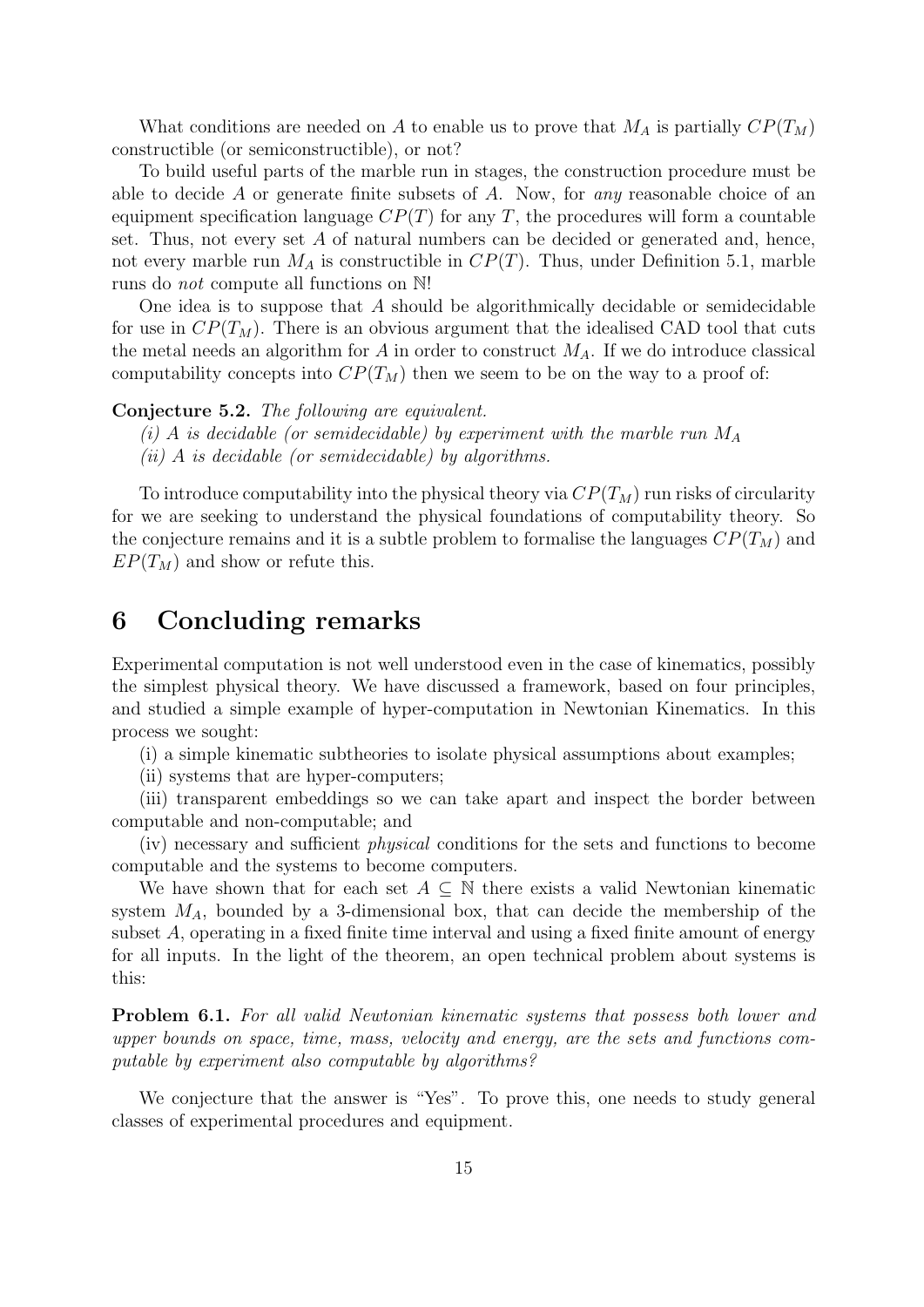What conditions are needed on $A$ to enable us to prove that $M_A$ is partially $CP(T_M)$ constructible (or semiconstructible), or not?

To build useful parts of the marble run in stages, the construction procedure must be able to decide $A$ or generate finite subsets of $A$. Now, for *any* reasonable choice of an equipment specification language $CP(T)$ for any $T$, the procedures will form a countable set. Thus, not every set $A$ of natural numbers can be decided or generated and, hence, not every marble run $M_A$ is constructible in $CP(T)$. Thus, under Definition 5.1, marble runs do *not* compute all functions on $\mathbb{N}$!

One idea is to suppose that $A$ should be algorithmically decidable or semidecidable for use in $CP(T_M)$. There is an obvious argument that the idealised CAD tool that cuts the metal needs an algorithm for $A$ in order to construct $M_A$. If we do introduce classical computability concepts into $CP(T_M)$ then we seem to be on the way to a proof of:

**Conjecture 5.2.** *The following are equivalent.*

*(i) $A$ is decidable (or semidecidable) by experiment with the marble run $M_A$*

*(ii) $A$ is decidable (or semidecidable) by algorithms.*

To introduce computability into the physical theory via $CP(T_M)$ run risks of circularity for we are seeking to understand the physical foundations of computability theory. So the conjecture remains and it is a subtle problem to formalise the languages $CP(T_M)$ and $EP(T_M)$ and show or refute this.

# 6 Concluding remarks

Experimental computation is not well understood even in the case of kinematics, possibly the simplest physical theory. We have discussed a framework, based on four principles, and studied a simple example of hyper-computation in Newtonian Kinematics. In this process we sought:

(i) a simple kinematic subtheories to isolate physical assumptions about examples;

(ii) systems that are hyper-computers;

(iii) transparent embeddings so we can take apart and inspect the border between computable and non-computable; and

(iv) necessary and sufficient *physical* conditions for the sets and functions to become computable and the systems to become computers.

We have shown that for each set $A \subseteq \mathbb{N}$ there exists a valid Newtonian kinematic system $M_A$, bounded by a 3-dimensional box, that can decide the membership of the subset $A$, operating in a fixed finite time interval and using a fixed finite amount of energy for all inputs. In the light of the theorem, an open technical problem about systems is this:

**Problem 6.1.** *For all valid Newtonian kinematic systems that possess both lower and upper bounds on space, time, mass, velocity and energy, are the sets and functions computable by experiment also computable by algorithms?*

We conjecture that the answer is "Yes". To prove this, one needs to study general classes of experimental procedures and equipment.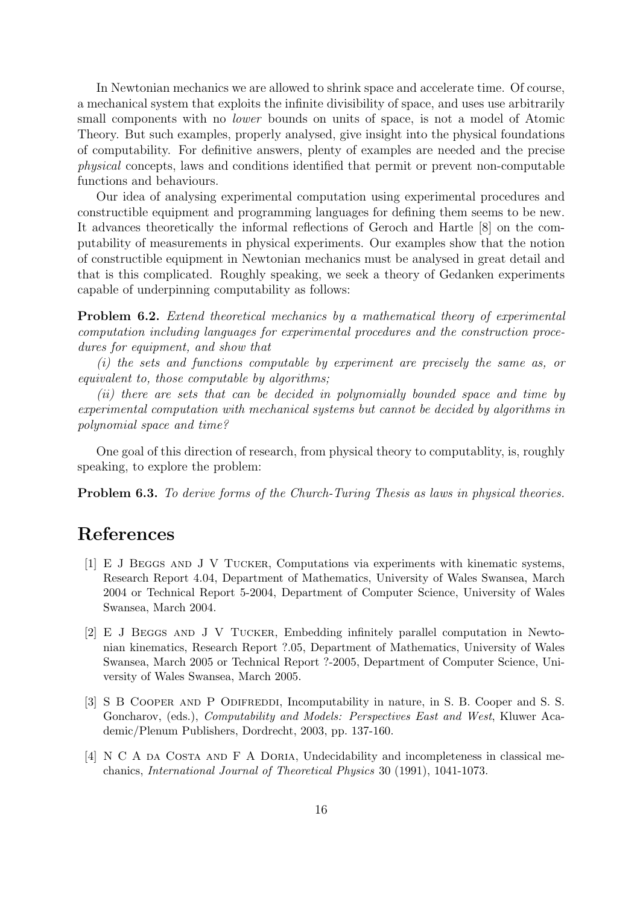In Newtonian mechanics we are allowed to shrink space and accelerate time. Of course, a mechanical system that exploits the infinite divisibility of space, and uses use arbitrarily small components with no *lower* bounds on units of space, is not a model of Atomic Theory. But such examples, properly analysed, give insight into the physical foundations of computability. For definitive answers, plenty of examples are needed and the precise *physical* concepts, laws and conditions identified that permit or prevent non-computable functions and behaviours.

Our idea of analysing experimental computation using experimental procedures and constructible equipment and programming languages for defining them seems to be new. It advances theoretically the informal reflections of Geroch and Hartle [8] on the computability of measurements in physical experiments. Our examples show that the notion of constructible equipment in Newtonian mechanics must be analysed in great detail and that is this complicated. Roughly speaking, we seek a theory of Gedanken experiments capable of underpinning computability as follows:

**Problem 6.2.** *Extend theoretical mechanics by a mathematical theory of experimental computation including languages for experimental procedures and the construction procedures for equipment, and show that*

*(i) the sets and functions computable by experiment are precisely the same as, or equivalent to, those computable by algorithms;*

*(ii) there are sets that can be decided in polynomially bounded space and time by experimental computation with mechanical systems but cannot be decided by algorithms in polynomial space and time?*

One goal of this direction of research, from physical theory to computablity, is, roughly speaking, to explore the problem:

**Problem 6.3.** *To derive forms of the Church-Turing Thesis as laws in physical theories.*

# References

[1] E J Beggs and J V Tucker, Computations via experiments with kinematic systems, Research Report 4.04, Department of Mathematics, University of Wales Swansea, March 2004 or Technical Report 5-2004, Department of Computer Science, University of Wales Swansea, March 2004.

[2] E J Beggs and J V Tucker, Embedding infinitely parallel computation in Newtonian kinematics, Research Report ?.05, Department of Mathematics, University of Wales Swansea, March 2005 or Technical Report ?-2005, Department of Computer Science, University of Wales Swansea, March 2005.

[3] S B Cooper and P Odifreddi, Incomputability in nature, in S. B. Cooper and S. S. Goncharov, (eds.), *Computability and Models: Perspectives East and West*, Kluwer Academic/Plenum Publishers, Dordrecht, 2003, pp. 137-160.

[4] N C A da Costa and F A Doria, Undecidability and incompleteness in classical mechanics, *International Journal of Theoretical Physics* 30 (1991), 1041-1073.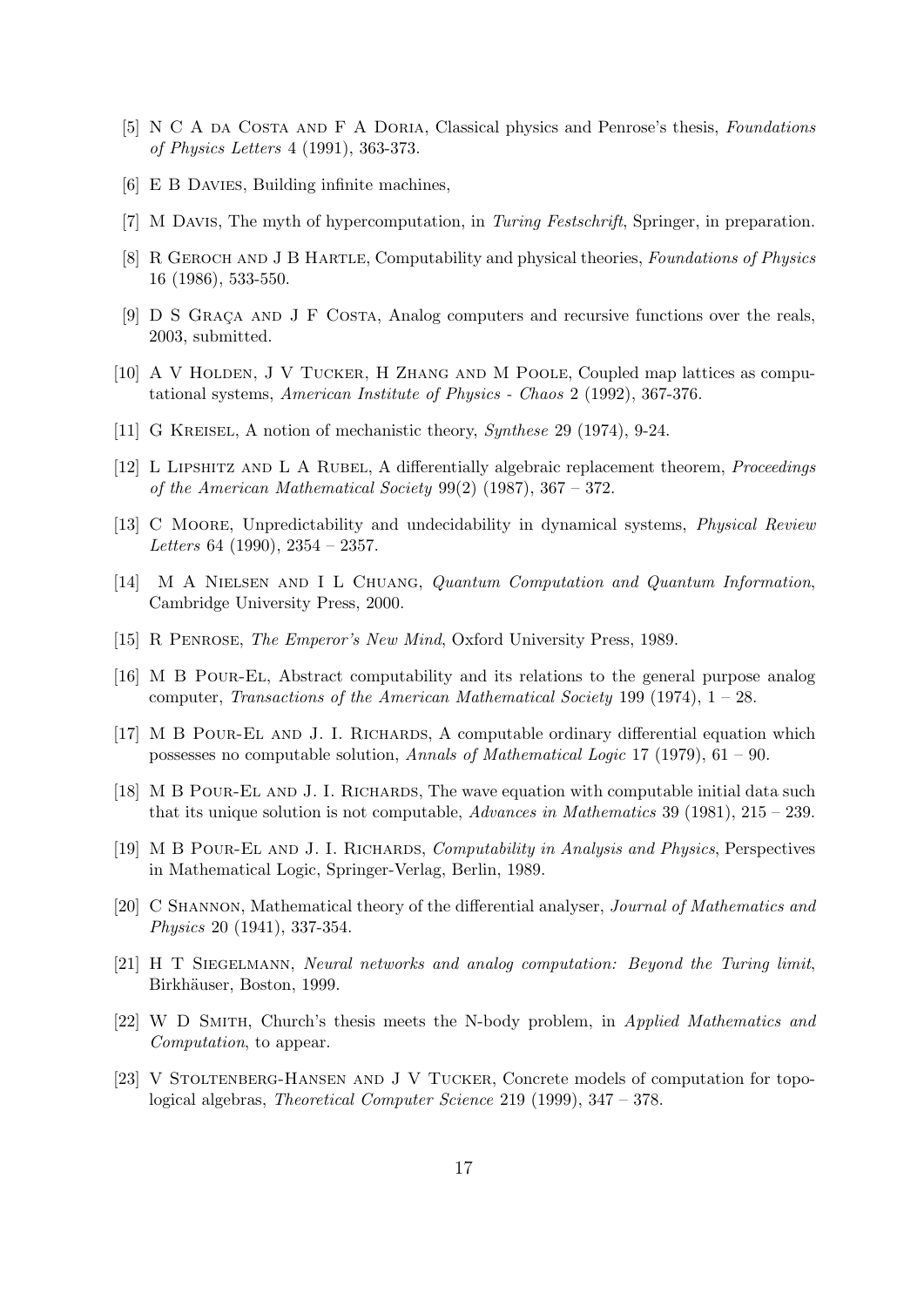[5] N C A da Costa and F A Doria, Classical physics and Penrose's thesis, *Foundations of Physics Letters* 4 (1991), 363-373.

[6] E B Davies, Building infinite machines,

[7] M Davis, The myth of hypercomputation, in *Turing Festschrift*, Springer, in preparation.

[8] R Geroch and J B Hartle, Computability and physical theories, *Foundations of Physics* 16 (1986), 533-550.

[9] D S Graça and J F Costa, Analog computers and recursive functions over the reals, 2003, submitted.

[10] A V Holden, J V Tucker, H Zhang and M Poole, Coupled map lattices as computational systems, *American Institute of Physics - Chaos* 2 (1992), 367-376.

[11] G Kreisel, A notion of mechanistic theory, *Synthese* 29 (1974), 9-24.

[12] L Lipshitz and L A Rubel, A differentially algebraic replacement theorem, *Proceedings of the American Mathematical Society* 99(2) (1987), 367 – 372.

[13] C Moore, Unpredictability and undecidability in dynamical systems, *Physical Review Letters* 64 (1990), 2354 – 2357.

[14] M A Nielsen and I L Chuang, *Quantum Computation and Quantum Information*, Cambridge University Press, 2000.

[15] R Penrose, *The Emperor's New Mind*, Oxford University Press, 1989.

[16] M B Pour-El, Abstract computability and its relations to the general purpose analog computer, *Transactions of the American Mathematical Society* 199 (1974), 1 – 28.

[17] M B Pour-El and J. I. Richards, A computable ordinary differential equation which possesses no computable solution, *Annals of Mathematical Logic* 17 (1979), 61 – 90.

[18] M B Pour-El and J. I. Richards, The wave equation with computable initial data such that its unique solution is not computable, *Advances in Mathematics* 39 (1981), 215 – 239.

[19] M B Pour-El and J. I. Richards, *Computability in Analysis and Physics*, Perspectives in Mathematical Logic, Springer-Verlag, Berlin, 1989.

[20] C Shannon, Mathematical theory of the differential analyser, *Journal of Mathematics and Physics* 20 (1941), 337-354.

[21] H T Siegelmann, *Neural networks and analog computation: Beyond the Turing limit*, Birkhäuser, Boston, 1999.

[22] W D Smith, Church's thesis meets the N-body problem, in *Applied Mathematics and Computation*, to appear.

[23] V Stoltenberg-Hansen and J V Tucker, Concrete models of computation for topological algebras, *Theoretical Computer Science* 219 (1999), 347 – 378.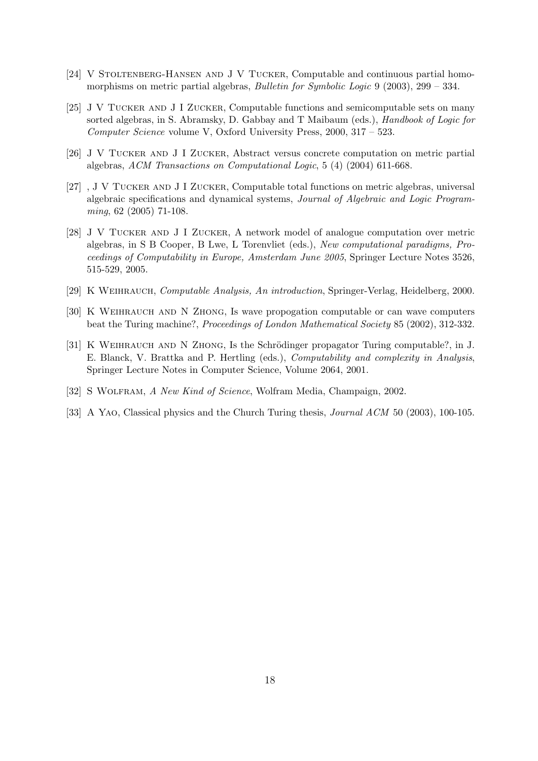[24] V Stoltenberg-Hansen and J V Tucker, Computable and continuous partial homomorphisms on metric partial algebras, *Bulletin for Symbolic Logic* 9 (2003), 299 – 334.

[25] J V Tucker and J I Zucker, Computable functions and semicomputable sets on many sorted algebras, in S. Abramsky, D. Gabbay and T Maibaum (eds.), *Handbook of Logic for Computer Science* volume V, Oxford University Press, 2000, 317 – 523.

[26] J V Tucker and J I Zucker, Abstract versus concrete computation on metric partial algebras, *ACM Transactions on Computational Logic*, 5 (4) (2004) 611-668.

[27] , J V Tucker and J I Zucker, Computable total functions on metric algebras, universal algebraic specifications and dynamical systems, *Journal of Algebraic and Logic Programming*, 62 (2005) 71-108.

[28] J V Tucker and J I Zucker, A network model of analogue computation over metric algebras, in S B Cooper, B Lwe, L Torenvliet (eds.), *New computational paradigms, Proceedings of Computability in Europe, Amsterdam June 2005*, Springer Lecture Notes 3526, 515-529, 2005.

[29] K Weihrauch, *Computable Analysis, An introduction*, Springer-Verlag, Heidelberg, 2000.

[30] K Weihrauch and N Zhong, Is wave propogation computable or can wave computers beat the Turing machine?, *Proceedings of London Mathematical Society* 85 (2002), 312-332.

[31] K Weihrauch and N Zhong, Is the Schrödinger propagator Turing computable?, in J. E. Blanck, V. Brattka and P. Hertling (eds.), *Computability and complexity in Analysis*, Springer Lecture Notes in Computer Science, Volume 2064, 2001.

[32] S Wolfram, *A New Kind of Science*, Wolfram Media, Champaign, 2002.

[33] A Yao, Classical physics and the Church Turing thesis, *Journal ACM* 50 (2003), 100-105.